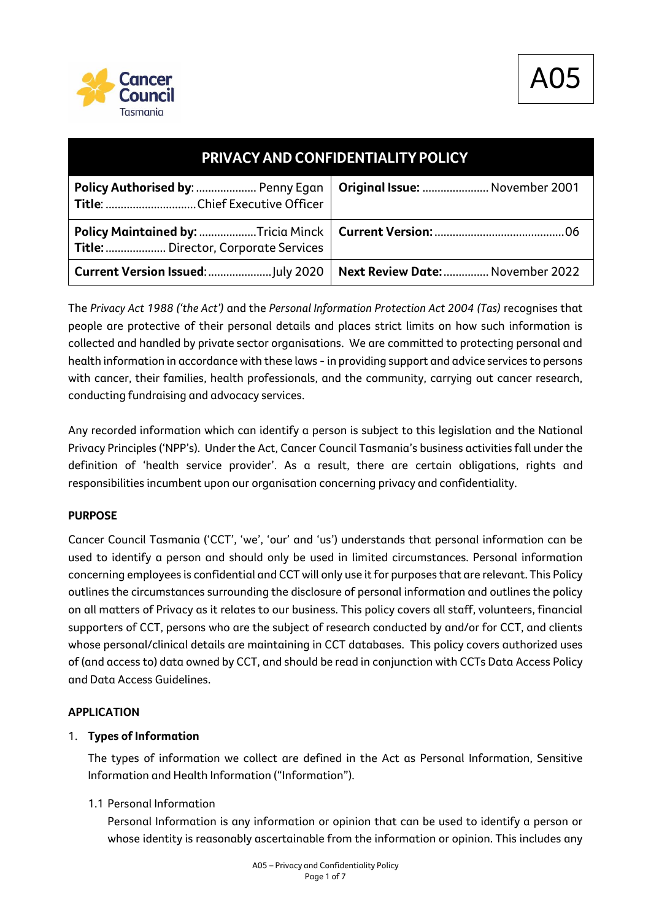A05

# PRIVACY AND CONFIDENTIALITY POLICY

| | |
|---|---|
| **Policy Authorised by**: .................... Penny Egan<br>**Title**: ............................. Chief Executive Officer | **Original Issue:** ...................... November 2001 |
| **Policy Maintained by:** .................. Tricia Minck<br>**Title:** .................... Director, Corporate Services | **Current Version:** .......................................... 06 |
| **Current Version Issued**: ..................... July 2020 | **Next Review Date:** .............. November 2022 |

The *Privacy Act 1988 ('the Act')* and the *Personal Information Protection Act 2004 (Tas)* recognises that people are protective of their personal details and places strict limits on how such information is collected and handled by private sector organisations. We are committed to protecting personal and health information in accordance with these laws - in providing support and advice services to persons with cancer, their families, health professionals, and the community, carrying out cancer research, conducting fundraising and advocacy services.

Any recorded information which can identify a person is subject to this legislation and the National Privacy Principles ('NPP's). Under the Act, Cancer Council Tasmania's business activities fall under the definition of 'health service provider'. As a result, there are certain obligations, rights and responsibilities incumbent upon our organisation concerning privacy and confidentiality.

**PURPOSE**

Cancer Council Tasmania ('CCT', 'we', 'our' and 'us') understands that personal information can be used to identify a person and should only be used in limited circumstances. Personal information concerning employees is confidential and CCT will only use it for purposes that are relevant. This Policy outlines the circumstances surrounding the disclosure of personal information and outlines the policy on all matters of Privacy as it relates to our business. This policy covers all staff, volunteers, financial supporters of CCT, persons who are the subject of research conducted by and/or for CCT, and clients whose personal/clinical details are maintaining in CCT databases. This policy covers authorized uses of (and access to) data owned by CCT, and should be read in conjunction with CCTs Data Access Policy and Data Access Guidelines.

**APPLICATION**

1. **Types of Information**

   The types of information we collect are defined in the Act as Personal Information, Sensitive Information and Health Information ("Information").

   1.1 Personal Information

   Personal Information is any information or opinion that can be used to identify a person or whose identity is reasonably ascertainable from the information or opinion. This includes any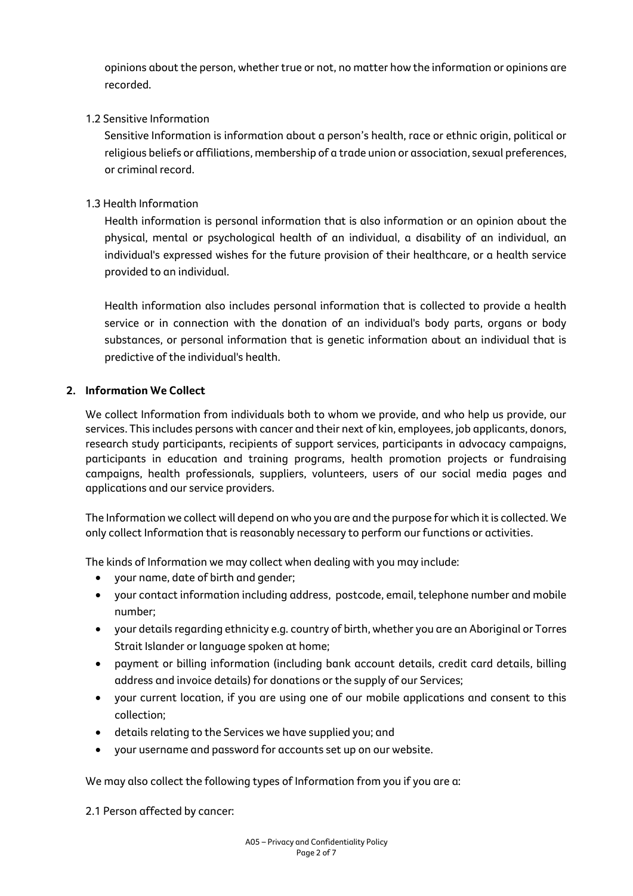opinions about the person, whether true or not, no matter how the information or opinions are recorded.

### 1.2 Sensitive Information

Sensitive Information is information about a person's health, race or ethnic origin, political or religious beliefs or affiliations, membership of a trade union or association, sexual preferences, or criminal record.

### 1.3 Health Information

Health information is personal information that is also information or an opinion about the physical, mental or psychological health of an individual, a disability of an individual, an individual's expressed wishes for the future provision of their healthcare, or a health service provided to an individual.

Health information also includes personal information that is collected to provide a health service or in connection with the donation of an individual's body parts, organs or body substances, or personal information that is genetic information about an individual that is predictive of the individual's health.

## 2. Information We Collect

We collect Information from individuals both to whom we provide, and who help us provide, our services. This includes persons with cancer and their next of kin, employees, job applicants, donors, research study participants, recipients of support services, participants in advocacy campaigns, participants in education and training programs, health promotion projects or fundraising campaigns, health professionals, suppliers, volunteers, users of our social media pages and applications and our service providers.

The Information we collect will depend on who you are and the purpose for which it is collected. We only collect Information that is reasonably necessary to perform our functions or activities.

The kinds of Information we may collect when dealing with you may include:

- your name, date of birth and gender;
- your contact information including address, postcode, email, telephone number and mobile number;
- your details regarding ethnicity e.g. country of birth, whether you are an Aboriginal or Torres Strait Islander or language spoken at home;
- payment or billing information (including bank account details, credit card details, billing address and invoice details) for donations or the supply of our Services;
- your current location, if you are using one of our mobile applications and consent to this collection;
- details relating to the Services we have supplied you; and
- your username and password for accounts set up on our website.

We may also collect the following types of Information from you if you are a:

### 2.1 Person affected by cancer: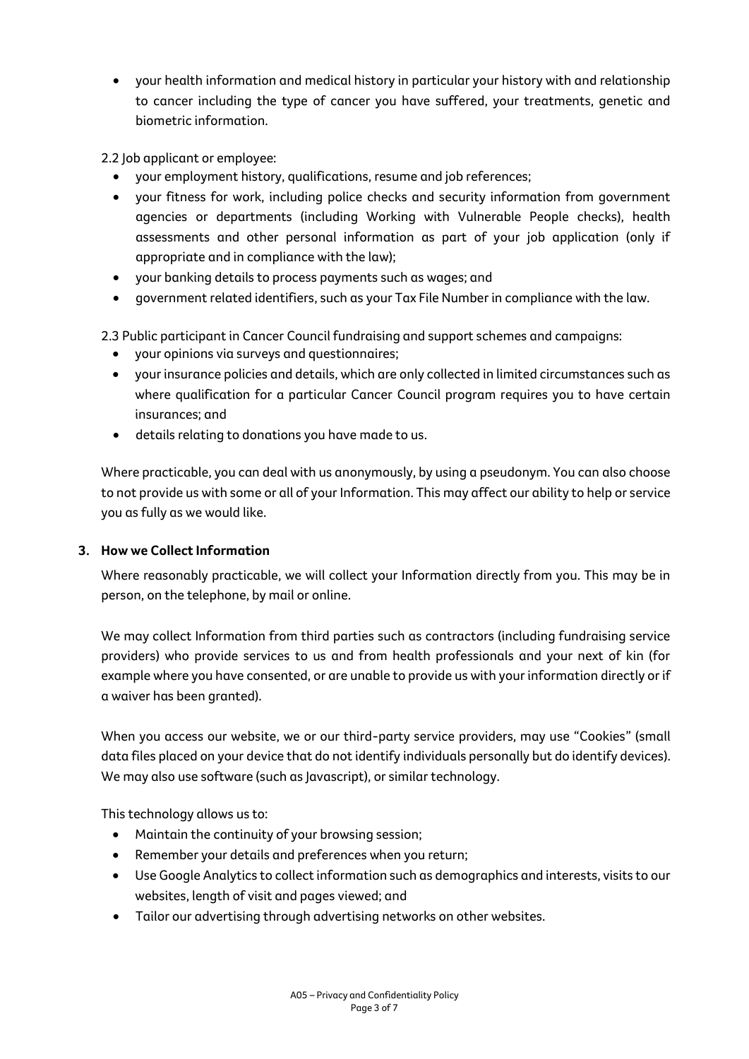- your health information and medical history in particular your history with and relationship to cancer including the type of cancer you have suffered, your treatments, genetic and biometric information.

2.2 Job applicant or employee:

- your employment history, qualifications, resume and job references;
- your fitness for work, including police checks and security information from government agencies or departments (including Working with Vulnerable People checks), health assessments and other personal information as part of your job application (only if appropriate and in compliance with the law);
- your banking details to process payments such as wages; and
- government related identifiers, such as your Tax File Number in compliance with the law.

2.3 Public participant in Cancer Council fundraising and support schemes and campaigns:

- your opinions via surveys and questionnaires;
- your insurance policies and details, which are only collected in limited circumstances such as where qualification for a particular Cancer Council program requires you to have certain insurances; and
- details relating to donations you have made to us.

Where practicable, you can deal with us anonymously, by using a pseudonym. You can also choose to not provide us with some or all of your Information. This may affect our ability to help or service you as fully as we would like.

## 3. How we Collect Information

Where reasonably practicable, we will collect your Information directly from you. This may be in person, on the telephone, by mail or online.

We may collect Information from third parties such as contractors (including fundraising service providers) who provide services to us and from health professionals and your next of kin (for example where you have consented, or are unable to provide us with your information directly or if a waiver has been granted).

When you access our website, we or our third-party service providers, may use "Cookies" (small data files placed on your device that do not identify individuals personally but do identify devices). We may also use software (such as Javascript), or similar technology.

This technology allows us to:

- Maintain the continuity of your browsing session;
- Remember your details and preferences when you return;
- Use Google Analytics to collect information such as demographics and interests, visits to our websites, length of visit and pages viewed; and
- Tailor our advertising through advertising networks on other websites.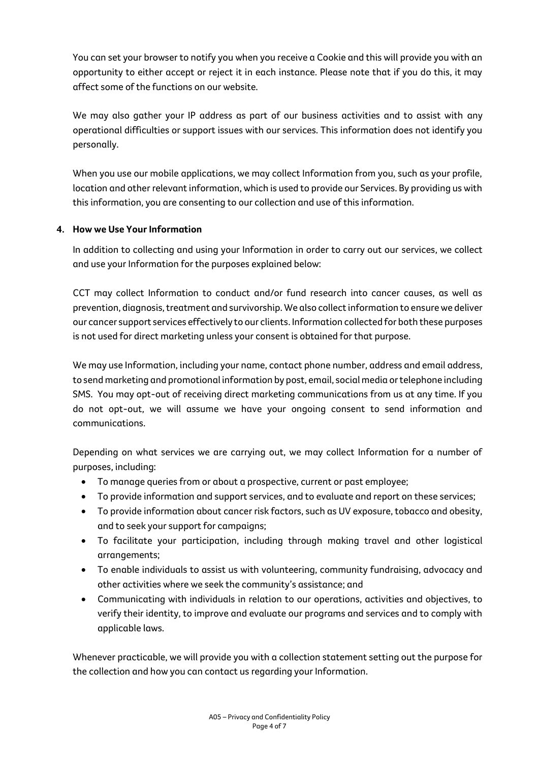You can set your browser to notify you when you receive a Cookie and this will provide you with an opportunity to either accept or reject it in each instance. Please note that if you do this, it may affect some of the functions on our website.

We may also gather your IP address as part of our business activities and to assist with any operational difficulties or support issues with our services. This information does not identify you personally.

When you use our mobile applications, we may collect Information from you, such as your profile, location and other relevant information, which is used to provide our Services. By providing us with this information, you are consenting to our collection and use of this information.

## 4. How we Use Your Information

In addition to collecting and using your Information in order to carry out our services, we collect and use your Information for the purposes explained below:

CCT may collect Information to conduct and/or fund research into cancer causes, as well as prevention, diagnosis, treatment and survivorship. We also collect information to ensure we deliver our cancer support services effectively to our clients. Information collected for both these purposes is not used for direct marketing unless your consent is obtained for that purpose.

We may use Information, including your name, contact phone number, address and email address, to send marketing and promotional information by post, email, social media or telephone including SMS. You may opt-out of receiving direct marketing communications from us at any time. If you do not opt-out, we will assume we have your ongoing consent to send information and communications.

Depending on what services we are carrying out, we may collect Information for a number of purposes, including:

- To manage queries from or about a prospective, current or past employee;
- To provide information and support services, and to evaluate and report on these services;
- To provide information about cancer risk factors, such as UV exposure, tobacco and obesity, and to seek your support for campaigns;
- To facilitate your participation, including through making travel and other logistical arrangements;
- To enable individuals to assist us with volunteering, community fundraising, advocacy and other activities where we seek the community's assistance; and
- Communicating with individuals in relation to our operations, activities and objectives, to verify their identity, to improve and evaluate our programs and services and to comply with applicable laws.

Whenever practicable, we will provide you with a collection statement setting out the purpose for the collection and how you can contact us regarding your Information.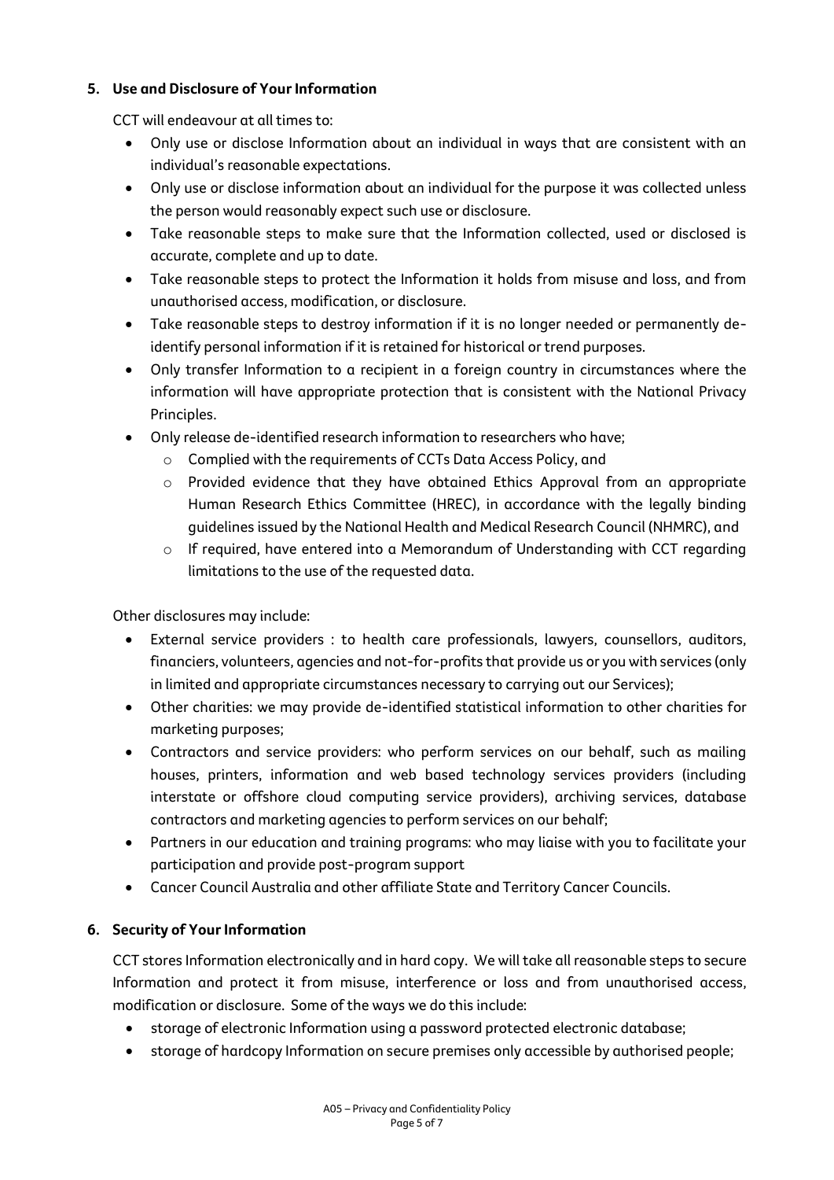## 5. Use and Disclosure of Your Information

CCT will endeavour at all times to:

- Only use or disclose Information about an individual in ways that are consistent with an individual's reasonable expectations.
- Only use or disclose information about an individual for the purpose it was collected unless the person would reasonably expect such use or disclosure.
- Take reasonable steps to make sure that the Information collected, used or disclosed is accurate, complete and up to date.
- Take reasonable steps to protect the Information it holds from misuse and loss, and from unauthorised access, modification, or disclosure.
- Take reasonable steps to destroy information if it is no longer needed or permanently de-identify personal information if it is retained for historical or trend purposes.
- Only transfer Information to a recipient in a foreign country in circumstances where the information will have appropriate protection that is consistent with the National Privacy Principles.
- Only release de-identified research information to researchers who have;
  - Complied with the requirements of CCTs Data Access Policy, and
  - Provided evidence that they have obtained Ethics Approval from an appropriate Human Research Ethics Committee (HREC), in accordance with the legally binding guidelines issued by the National Health and Medical Research Council (NHMRC), and
  - If required, have entered into a Memorandum of Understanding with CCT regarding limitations to the use of the requested data.

Other disclosures may include:

- External service providers : to health care professionals, lawyers, counsellors, auditors, financiers, volunteers, agencies and not-for-profits that provide us or you with services (only in limited and appropriate circumstances necessary to carrying out our Services);
- Other charities: we may provide de-identified statistical information to other charities for marketing purposes;
- Contractors and service providers: who perform services on our behalf, such as mailing houses, printers, information and web based technology services providers (including interstate or offshore cloud computing service providers), archiving services, database contractors and marketing agencies to perform services on our behalf;
- Partners in our education and training programs: who may liaise with you to facilitate your participation and provide post-program support
- Cancer Council Australia and other affiliate State and Territory Cancer Councils.

## 6. Security of Your Information

CCT stores Information electronically and in hard copy. We will take all reasonable steps to secure Information and protect it from misuse, interference or loss and from unauthorised access, modification or disclosure. Some of the ways we do this include:

- storage of electronic Information using a password protected electronic database;
- storage of hardcopy Information on secure premises only accessible by authorised people;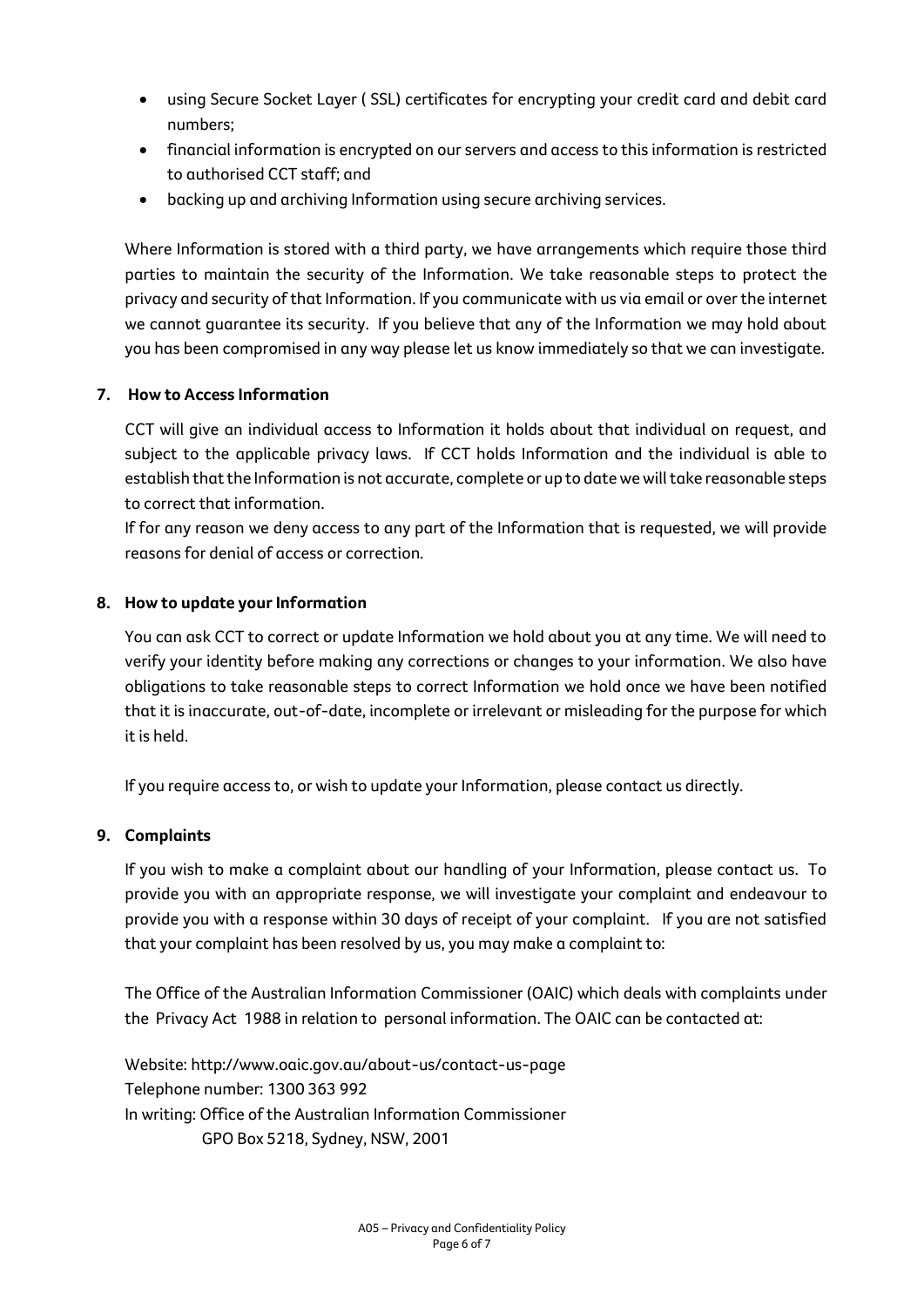- using Secure Socket Layer ( SSL) certificates for encrypting your credit card and debit card numbers;
- financial information is encrypted on our servers and access to this information is restricted to authorised CCT staff; and
- backing up and archiving Information using secure archiving services.

Where Information is stored with a third party, we have arrangements which require those third parties to maintain the security of the Information. We take reasonable steps to protect the privacy and security of that Information. If you communicate with us via email or over the internet we cannot guarantee its security. If you believe that any of the Information we may hold about you has been compromised in any way please let us know immediately so that we can investigate.

## 7. How to Access Information

CCT will give an individual access to Information it holds about that individual on request, and subject to the applicable privacy laws. If CCT holds Information and the individual is able to establish that the Information is not accurate, complete or up to date we will take reasonable steps to correct that information.

If for any reason we deny access to any part of the Information that is requested, we will provide reasons for denial of access or correction.

## 8. How to update your Information

You can ask CCT to correct or update Information we hold about you at any time. We will need to verify your identity before making any corrections or changes to your information. We also have obligations to take reasonable steps to correct Information we hold once we have been notified that it is inaccurate, out-of-date, incomplete or irrelevant or misleading for the purpose for which it is held.

If you require access to, or wish to update your Information, please contact us directly.

## 9. Complaints

If you wish to make a complaint about our handling of your Information, please contact us. To provide you with an appropriate response, we will investigate your complaint and endeavour to provide you with a response within 30 days of receipt of your complaint. If you are not satisfied that your complaint has been resolved by us, you may make a complaint to:

The Office of the Australian Information Commissioner (OAIC) which deals with complaints under the Privacy Act 1988 in relation to personal information. The OAIC can be contacted at:

Website: http://www.oaic.gov.au/about-us/contact-us-page
Telephone number: 1300 363 992
In writing: Office of the Australian Information Commissioner
GPO Box 5218, Sydney, NSW, 2001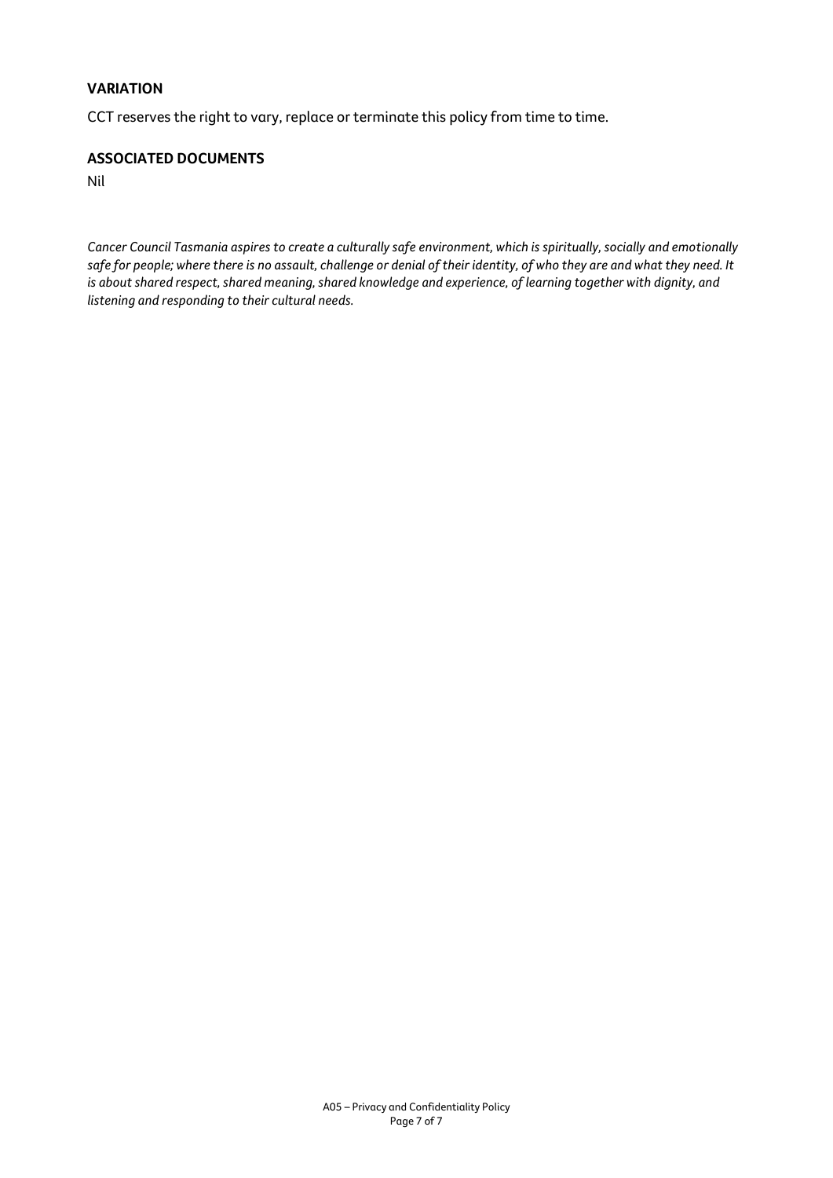## VARIATION

CCT reserves the right to vary, replace or terminate this policy from time to time.

## ASSOCIATED DOCUMENTS

Nil

*Cancer Council Tasmania aspires to create a culturally safe environment, which is spiritually, socially and emotionally safe for people; where there is no assault, challenge or denial of their identity, of who they are and what they need. It is about shared respect, shared meaning, shared knowledge and experience, of learning together with dignity, and listening and responding to their cultural needs.*